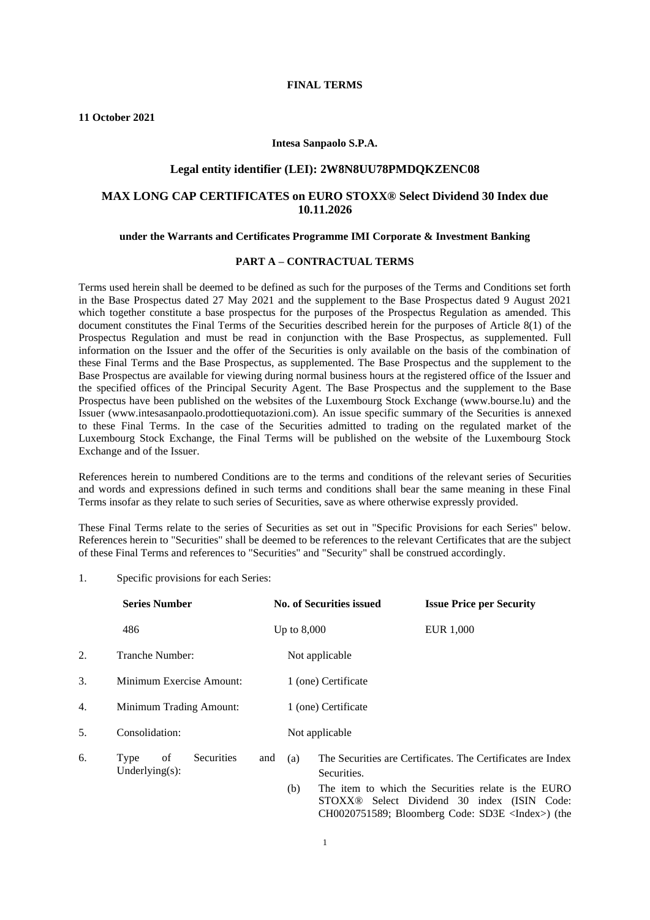**FINAL TERMS**

**11 October 2021**

**Intesa Sanpaolo S.P.A.**

**Legal entity identifier (LEI): 2W8N8UU78PMDQKZENC08**

## MAX LONG CAP CERTIFICATES on EURO STOXX® Select Dividend 30 Index due 10.11.2026

**under the Warrants and Certificates Programme IMI Corporate & Investment Banking**

**PART A – CONTRACTUAL TERMS**

Terms used herein shall be deemed to be defined as such for the purposes of the Terms and Conditions set forth in the Base Prospectus dated 27 May 2021 and the supplement to the Base Prospectus dated 9 August 2021 which together constitute a base prospectus for the purposes of the Prospectus Regulation as amended. This document constitutes the Final Terms of the Securities described herein for the purposes of Article 8(1) of the Prospectus Regulation and must be read in conjunction with the Base Prospectus, as supplemented. Full information on the Issuer and the offer of the Securities is only available on the basis of the combination of these Final Terms and the Base Prospectus, as supplemented. The Base Prospectus and the supplement to the Base Prospectus are available for viewing during normal business hours at the registered office of the Issuer and the specified offices of the Principal Security Agent. The Base Prospectus and the supplement to the Base Prospectus have been published on the websites of the Luxembourg Stock Exchange (www.bourse.lu) and the Issuer (www.intesasanpaolo.prodottiequotazioni.com). An issue specific summary of the Securities is annexed to these Final Terms. In the case of the Securities admitted to trading on the regulated market of the Luxembourg Stock Exchange, the Final Terms will be published on the website of the Luxembourg Stock Exchange and of the Issuer.

References herein to numbered Conditions are to the terms and conditions of the relevant series of Securities and words and expressions defined in such terms and conditions shall bear the same meaning in these Final Terms insofar as they relate to such series of Securities, save as where otherwise expressly provided.

These Final Terms relate to the series of Securities as set out in "Specific Provisions for each Series" below. References herein to "Securities" shall be deemed to be references to the relevant Certificates that are the subject of these Final Terms and references to "Securities" and "Security" shall be construed accordingly.

1. Specific provisions for each Series:

| Series Number | No. of Securities issued | Issue Price per Security |
|---|---|---|
| 486 | Up to 8,000 | EUR 1,000 |

2. Tranche Number: Not applicable

3. Minimum Exercise Amount: 1 (one) Certificate

4. Minimum Trading Amount: 1 (one) Certificate

5. Consolidation: Not applicable

6. Type of Securities and Underlying(s):

   (a) The Securities are Certificates. The Certificates are Index Securities.

   (b) The item to which the Securities relate is the EURO STOXX® Select Dividend 30 index (ISIN Code: CH0020751589; Bloomberg Code: SD3E <Index>) (the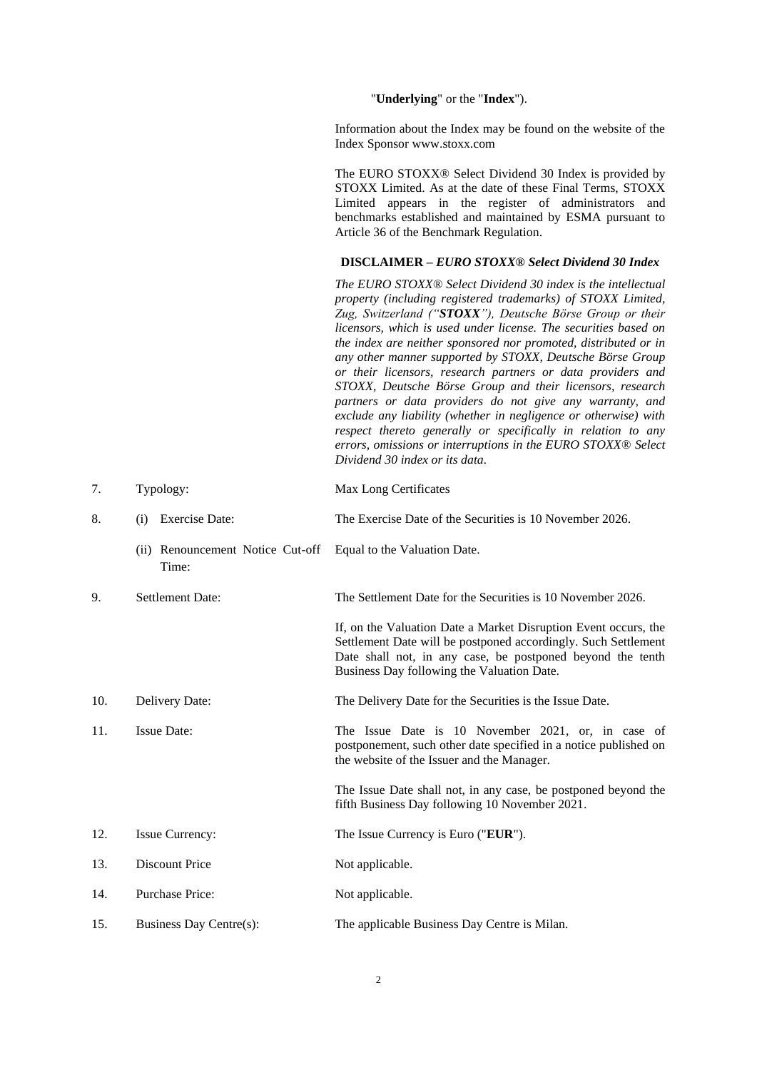"**Underlying**" or the "**Index**").

Information about the Index may be found on the website of the Index Sponsor www.stoxx.com

The EURO STOXX® Select Dividend 30 Index is provided by STOXX Limited. As at the date of these Final Terms, STOXX Limited appears in the register of administrators and benchmarks established and maintained by ESMA pursuant to Article 36 of the Benchmark Regulation.

**DISCLAIMER –** ***EURO STOXX® Select Dividend 30 Index***

*The EURO STOXX® Select Dividend 30 index is the intellectual property (including registered trademarks) of STOXX Limited, Zug, Switzerland (“**STOXX**”), Deutsche Börse Group or their licensors, which is used under license. The securities based on the index are neither sponsored nor promoted, distributed or in any other manner supported by STOXX, Deutsche Börse Group or their licensors, research partners or data providers and STOXX, Deutsche Börse Group and their licensors, research partners or data providers do not give any warranty, and exclude any liability (whether in negligence or otherwise) with respect thereto generally or specifically in relation to any errors, omissions or interruptions in the EURO STOXX® Select Dividend 30 index or its data.*

| | | |
|---|---|---|
| 7. | Typology: | Max Long Certificates |
| 8. | (i) Exercise Date: | The Exercise Date of the Securities is 10 November 2026. |
| | (ii) Renouncement Notice Cut-off Time: | Equal to the Valuation Date. |
| 9. | Settlement Date: | The Settlement Date for the Securities is 10 November 2026.<br><br>If, on the Valuation Date a Market Disruption Event occurs, the Settlement Date will be postponed accordingly. Such Settlement Date shall not, in any case, be postponed beyond the tenth Business Day following the Valuation Date. |
| 10. | Delivery Date: | The Delivery Date for the Securities is the Issue Date. |
| 11. | Issue Date: | The Issue Date is 10 November 2021, or, in case of postponement, such other date specified in a notice published on the website of the Issuer and the Manager.<br><br>The Issue Date shall not, in any case, be postponed beyond the fifth Business Day following 10 November 2021. |
| 12. | Issue Currency: | The Issue Currency is Euro ("**EUR**"). |
| 13. | Discount Price | Not applicable. |
| 14. | Purchase Price: | Not applicable. |
| 15. | Business Day Centre(s): | The applicable Business Day Centre is Milan. |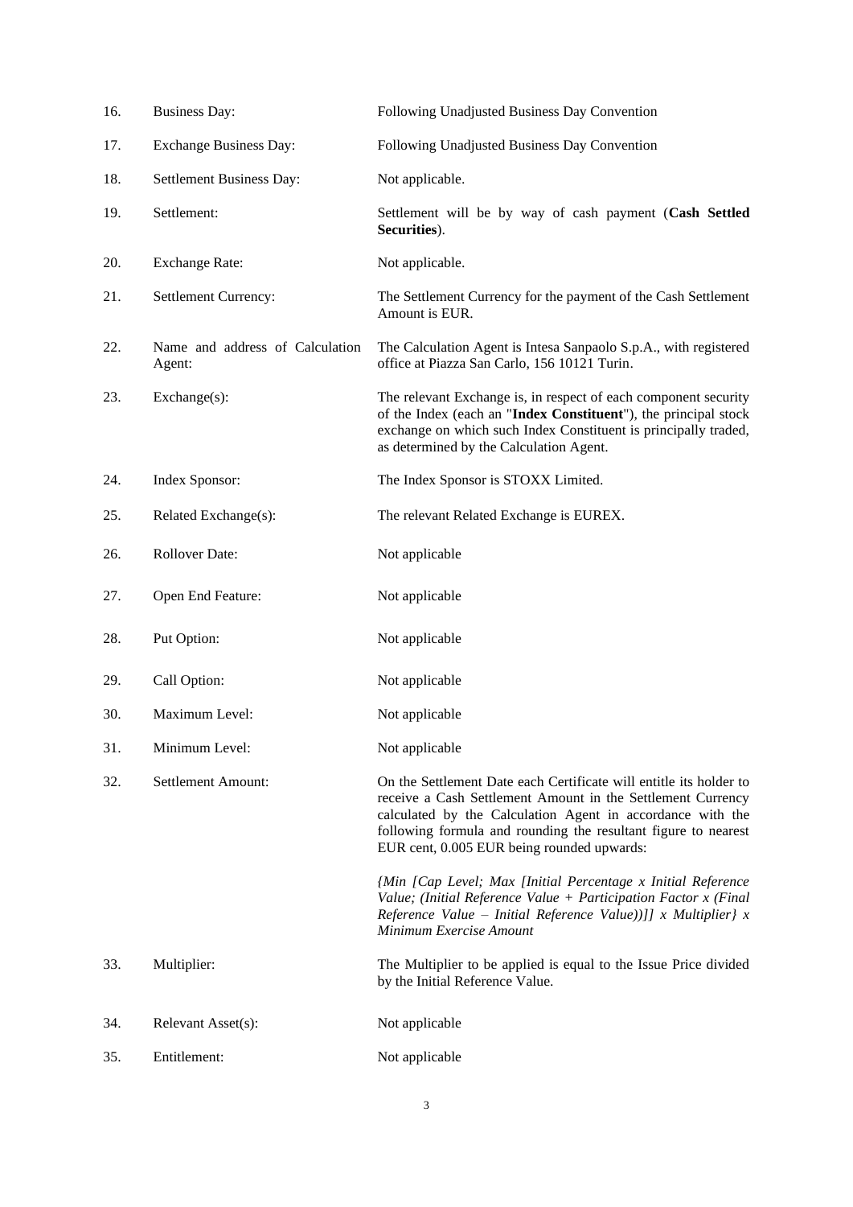| | | |
|---|---|---|
| 16. | Business Day: | Following Unadjusted Business Day Convention |
| 17. | Exchange Business Day: | Following Unadjusted Business Day Convention |
| 18. | Settlement Business Day: | Not applicable. |
| 19. | Settlement: | Settlement will be by way of cash payment (**Cash Settled Securities**). |
| 20. | Exchange Rate: | Not applicable. |
| 21. | Settlement Currency: | The Settlement Currency for the payment of the Cash Settlement Amount is EUR. |
| 22. | Name and address of Calculation Agent: | The Calculation Agent is Intesa Sanpaolo S.p.A., with registered office at Piazza San Carlo, 156 10121 Turin. |
| 23. | Exchange(s): | The relevant Exchange is, in respect of each component security of the Index (each an "**Index Constituent**"), the principal stock exchange on which such Index Constituent is principally traded, as determined by the Calculation Agent. |
| 24. | Index Sponsor: | The Index Sponsor is STOXX Limited. |
| 25. | Related Exchange(s): | The relevant Related Exchange is EUREX. |
| 26. | Rollover Date: | Not applicable |
| 27. | Open End Feature: | Not applicable |
| 28. | Put Option: | Not applicable |
| 29. | Call Option: | Not applicable |
| 30. | Maximum Level: | Not applicable |
| 31. | Minimum Level: | Not applicable |
| 32. | Settlement Amount: | On the Settlement Date each Certificate will entitle its holder to receive a Cash Settlement Amount in the Settlement Currency calculated by the Calculation Agent in accordance with the following formula and rounding the resultant figure to nearest EUR cent, 0.005 EUR being rounded upwards:<br><br>*{Min [Cap Level; Max [Initial Percentage x Initial Reference Value; (Initial Reference Value + Participation Factor x (Final Reference Value – Initial Reference Value))]] x Multiplier} x Minimum Exercise Amount* |
| 33. | Multiplier: | The Multiplier to be applied is equal to the Issue Price divided by the Initial Reference Value. |
| 34. | Relevant Asset(s): | Not applicable |
| 35. | Entitlement: | Not applicable |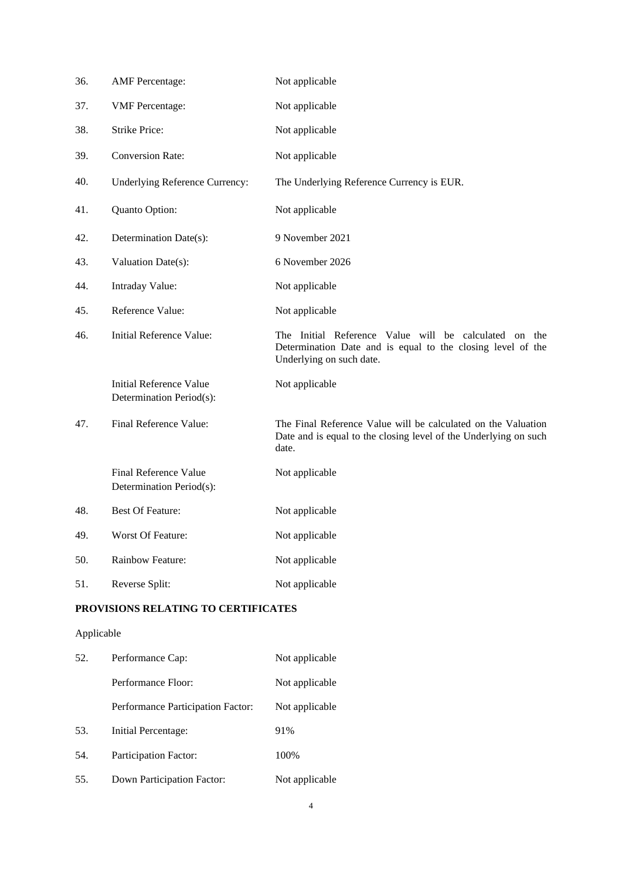| | | |
|---|---|---|
| 36. | AMF Percentage: | Not applicable |
| 37. | VMF Percentage: | Not applicable |
| 38. | Strike Price: | Not applicable |
| 39. | Conversion Rate: | Not applicable |
| 40. | Underlying Reference Currency: | The Underlying Reference Currency is EUR. |
| 41. | Quanto Option: | Not applicable |
| 42. | Determination Date(s): | 9 November 2021 |
| 43. | Valuation Date(s): | 6 November 2026 |
| 44. | Intraday Value: | Not applicable |
| 45. | Reference Value: | Not applicable |
| 46. | Initial Reference Value: | The Initial Reference Value will be calculated on the Determination Date and is equal to the closing level of the Underlying on such date. |
| | Initial Reference Value Determination Period(s): | Not applicable |
| 47. | Final Reference Value: | The Final Reference Value will be calculated on the Valuation Date and is equal to the closing level of the Underlying on such date. |
| | Final Reference Value Determination Period(s): | Not applicable |
| 48. | Best Of Feature: | Not applicable |
| 49. | Worst Of Feature: | Not applicable |
| 50. | Rainbow Feature: | Not applicable |
| 51. | Reverse Split: | Not applicable |

**PROVISIONS RELATING TO CERTIFICATES**

Applicable

| | | |
|---|---|---|
| 52. | Performance Cap: | Not applicable |
| | Performance Floor: | Not applicable |
| | Performance Participation Factor: | Not applicable |
| 53. | Initial Percentage: | 91% |
| 54. | Participation Factor: | 100% |
| 55. | Down Participation Factor: | Not applicable |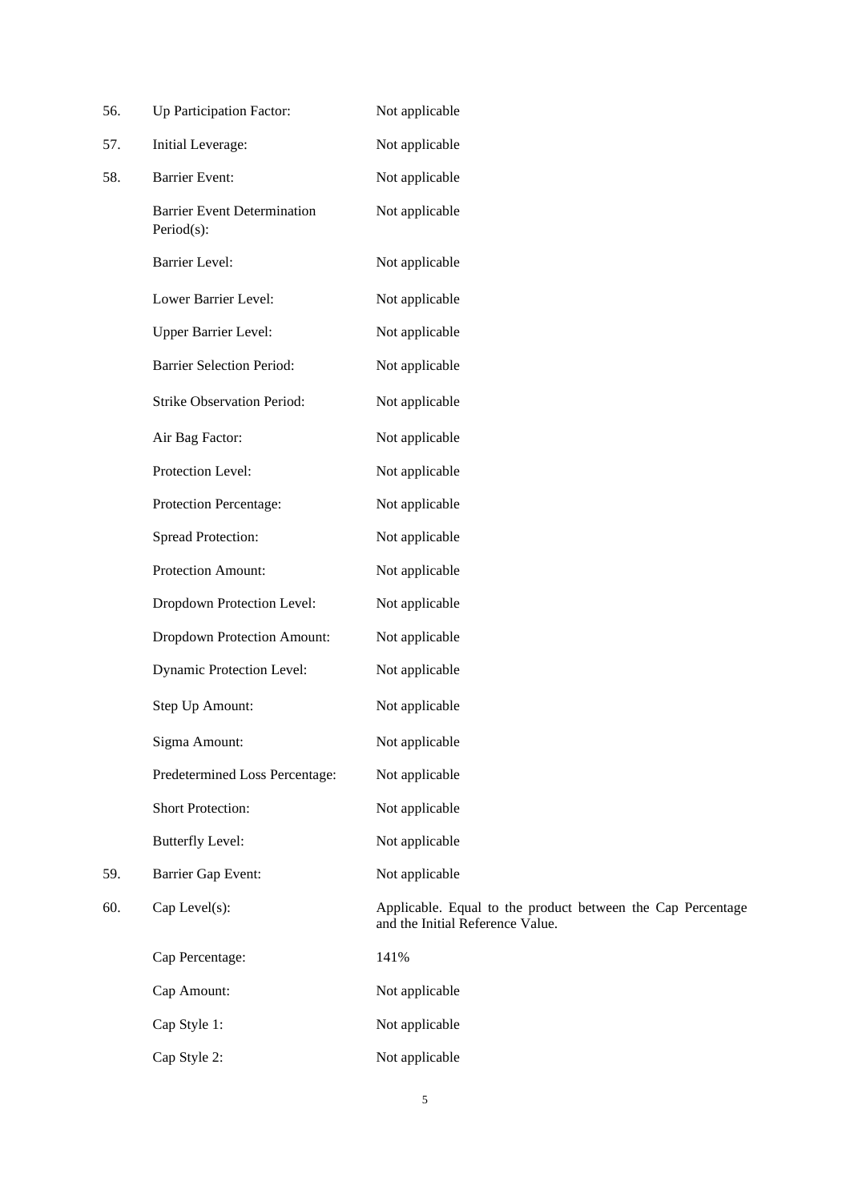| | | |
|---|---|---|
| 56. | Up Participation Factor: | Not applicable |
| 57. | Initial Leverage: | Not applicable |
| 58. | Barrier Event: | Not applicable |
| | Barrier Event Determination Period(s): | Not applicable |
| | Barrier Level: | Not applicable |
| | Lower Barrier Level: | Not applicable |
| | Upper Barrier Level: | Not applicable |
| | Barrier Selection Period: | Not applicable |
| | Strike Observation Period: | Not applicable |
| | Air Bag Factor: | Not applicable |
| | Protection Level: | Not applicable |
| | Protection Percentage: | Not applicable |
| | Spread Protection: | Not applicable |
| | Protection Amount: | Not applicable |
| | Dropdown Protection Level: | Not applicable |
| | Dropdown Protection Amount: | Not applicable |
| | Dynamic Protection Level: | Not applicable |
| | Step Up Amount: | Not applicable |
| | Sigma Amount: | Not applicable |
| | Predetermined Loss Percentage: | Not applicable |
| | Short Protection: | Not applicable |
| | Butterfly Level: | Not applicable |
| 59. | Barrier Gap Event: | Not applicable |
| 60. | Cap Level(s): | Applicable. Equal to the product between the Cap Percentage and the Initial Reference Value. |
| | Cap Percentage: | 141% |
| | Cap Amount: | Not applicable |
| | Cap Style 1: | Not applicable |
| | Cap Style 2: | Not applicable |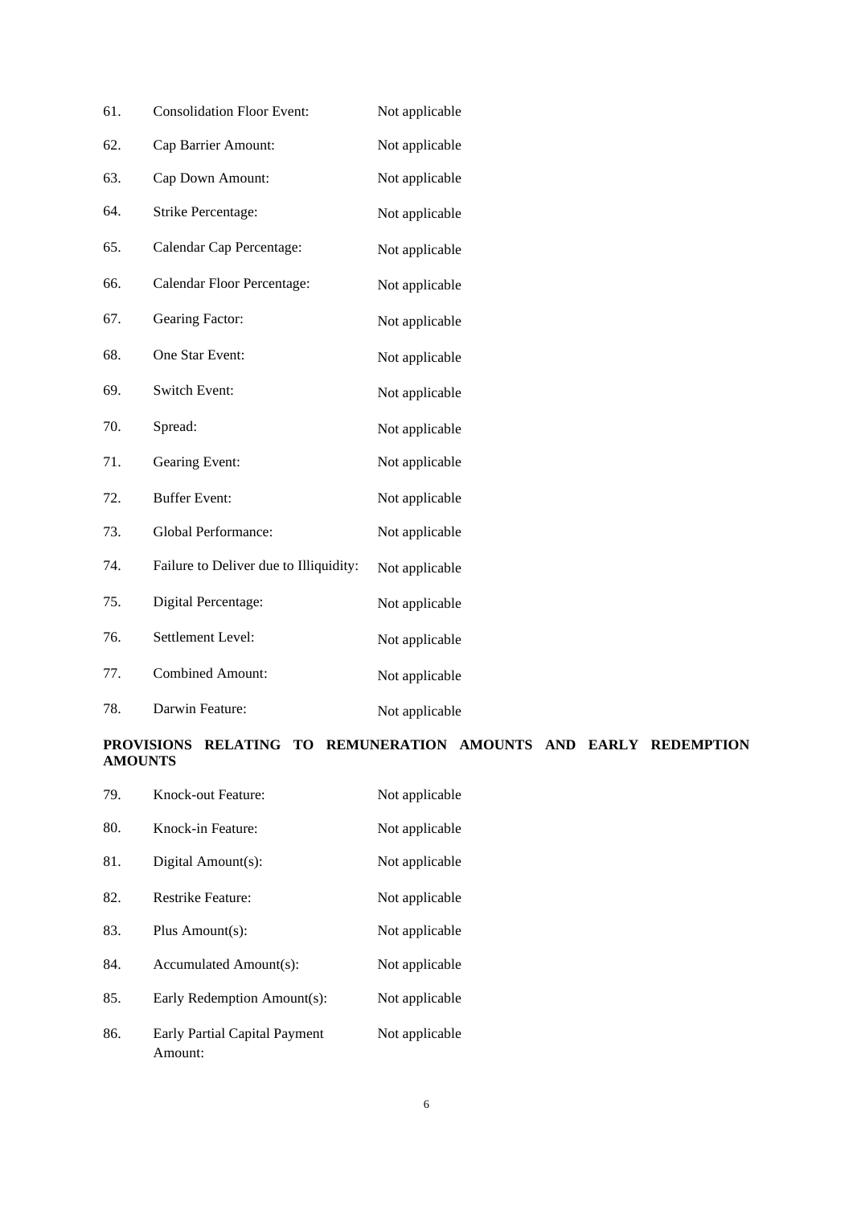| | | |
|---|---|---|
| 61. | Consolidation Floor Event: | Not applicable |
| 62. | Cap Barrier Amount: | Not applicable |
| 63. | Cap Down Amount: | Not applicable |
| 64. | Strike Percentage: | Not applicable |
| 65. | Calendar Cap Percentage: | Not applicable |
| 66. | Calendar Floor Percentage: | Not applicable |
| 67. | Gearing Factor: | Not applicable |
| 68. | One Star Event: | Not applicable |
| 69. | Switch Event: | Not applicable |
| 70. | Spread: | Not applicable |
| 71. | Gearing Event: | Not applicable |
| 72. | Buffer Event: | Not applicable |
| 73. | Global Performance: | Not applicable |
| 74. | Failure to Deliver due to Illiquidity: | Not applicable |
| 75. | Digital Percentage: | Not applicable |
| 76. | Settlement Level: | Not applicable |
| 77. | Combined Amount: | Not applicable |
| 78. | Darwin Feature: | Not applicable |

**PROVISIONS RELATING TO REMUNERATION AMOUNTS AND EARLY REDEMPTION AMOUNTS**

| | | |
|---|---|---|
| 79. | Knock-out Feature: | Not applicable |
| 80. | Knock-in Feature: | Not applicable |
| 81. | Digital Amount(s): | Not applicable |
| 82. | Restrike Feature: | Not applicable |
| 83. | Plus Amount(s): | Not applicable |
| 84. | Accumulated Amount(s): | Not applicable |
| 85. | Early Redemption Amount(s): | Not applicable |
| 86. | Early Partial Capital Payment Amount: | Not applicable |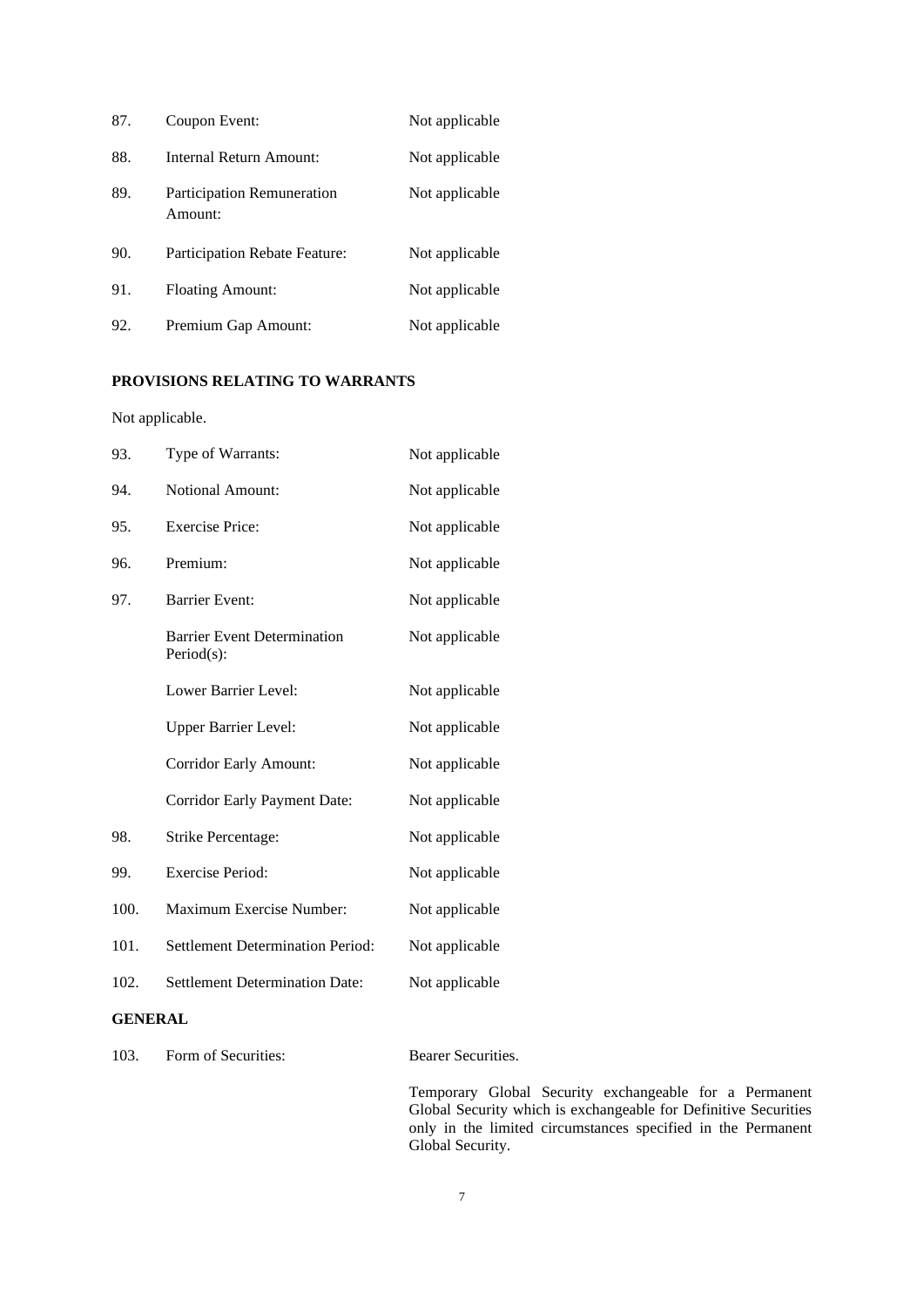| | | |
|---|---|---|
| 87. | Coupon Event: | Not applicable |
| 88. | Internal Return Amount: | Not applicable |
| 89. | Participation Remuneration Amount: | Not applicable |
| 90. | Participation Rebate Feature: | Not applicable |
| 91. | Floating Amount: | Not applicable |
| 92. | Premium Gap Amount: | Not applicable |

**PROVISIONS RELATING TO WARRANTS**

Not applicable.

| | | |
|---|---|---|
| 93. | Type of Warrants: | Not applicable |
| 94. | Notional Amount: | Not applicable |
| 95. | Exercise Price: | Not applicable |
| 96. | Premium: | Not applicable |
| 97. | Barrier Event: | Not applicable |
| | Barrier Event Determination Period(s): | Not applicable |
| | Lower Barrier Level: | Not applicable |
| | Upper Barrier Level: | Not applicable |
| | Corridor Early Amount: | Not applicable |
| | Corridor Early Payment Date: | Not applicable |
| 98. | Strike Percentage: | Not applicable |
| 99. | Exercise Period: | Not applicable |
| 100. | Maximum Exercise Number: | Not applicable |
| 101. | Settlement Determination Period: | Not applicable |
| 102. | Settlement Determination Date: | Not applicable |

**GENERAL**

| | | |
|---|---|---|
| 103. | Form of Securities: | Bearer Securities.<br><br>Temporary Global Security exchangeable for a Permanent Global Security which is exchangeable for Definitive Securities only in the limited circumstances specified in the Permanent Global Security. |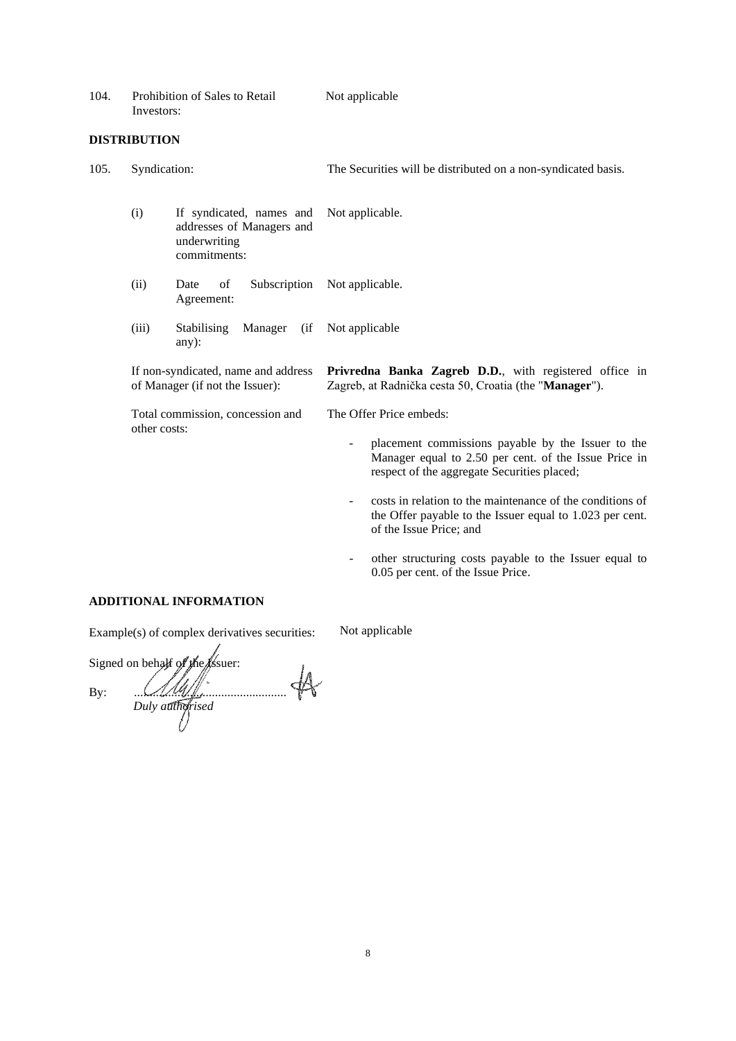| | | |
|---|---|---|
| 104. | Prohibition of Sales to Retail Investors: | Not applicable |

**DISTRIBUTION**

| | | |
|---|---|---|
| 105. | Syndication: | The Securities will be distributed on a non-syndicated basis. |
| | (i) If syndicated, names and addresses of Managers and underwriting commitments: | Not applicable. |
| | (ii) Date of Subscription Agreement: | Not applicable. |
| | (iii) Stabilising Manager (if any): | Not applicable |
| | If non-syndicated, name and address of Manager (if not the Issuer): | **Privredna Banka Zagreb D.D.**, with registered office in Zagreb, at Radnička cesta 50, Croatia (the "**Manager**"). |
| | Total commission, concession and other costs: | The Offer Price embeds:<br>- placement commissions payable by the Issuer to the Manager equal to 2.50 per cent. of the Issue Price in respect of the aggregate Securities placed;<br>- costs in relation to the maintenance of the conditions of the Offer payable to the Issuer equal to 1.023 per cent. of the Issue Price; and<br>- other structuring costs payable to the Issuer equal to 0.05 per cent. of the Issue Price. |

**ADDITIONAL INFORMATION**

Example(s) of complex derivatives securities: Not applicable

Signed on behalf of the Issuer:

By: ..................................................
*Duly authorised*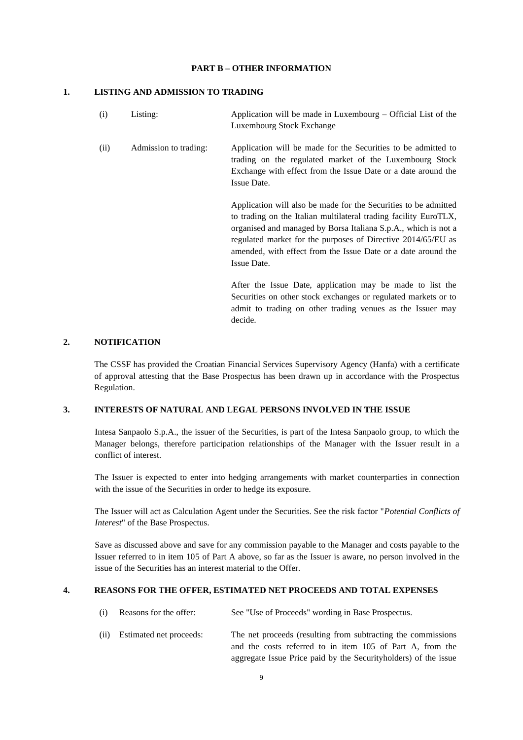## PART B – OTHER INFORMATION

### 1. LISTING AND ADMISSION TO TRADING

| | | |
|---|---|---|
| (i) | Listing: | Application will be made in Luxembourg – Official List of the Luxembourg Stock Exchange |
| (ii) | Admission to trading: | Application will be made for the Securities to be admitted to trading on the regulated market of the Luxembourg Stock Exchange with effect from the Issue Date or a date around the Issue Date.<br><br>Application will also be made for the Securities to be admitted to trading on the Italian multilateral trading facility EuroTLX, organised and managed by Borsa Italiana S.p.A., which is not a regulated market for the purposes of Directive 2014/65/EU as amended, with effect from the Issue Date or a date around the Issue Date.<br><br>After the Issue Date, application may be made to list the Securities on other stock exchanges or regulated markets or to admit to trading on other trading venues as the Issuer may decide. |

### 2. NOTIFICATION

The CSSF has provided the Croatian Financial Services Supervisory Agency (Hanfa) with a certificate of approval attesting that the Base Prospectus has been drawn up in accordance with the Prospectus Regulation.

### 3. INTERESTS OF NATURAL AND LEGAL PERSONS INVOLVED IN THE ISSUE

Intesa Sanpaolo S.p.A., the issuer of the Securities, is part of the Intesa Sanpaolo group, to which the Manager belongs, therefore participation relationships of the Manager with the Issuer result in a conflict of interest.

The Issuer is expected to enter into hedging arrangements with market counterparties in connection with the issue of the Securities in order to hedge its exposure.

The Issuer will act as Calculation Agent under the Securities. See the risk factor "*Potential Conflicts of Interest*" of the Base Prospectus.

Save as discussed above and save for any commission payable to the Manager and costs payable to the Issuer referred to in item 105 of Part A above, so far as the Issuer is aware, no person involved in the issue of the Securities has an interest material to the Offer.

### 4. REASONS FOR THE OFFER, ESTIMATED NET PROCEEDS AND TOTAL EXPENSES

| | | |
|---|---|---|
| (i) | Reasons for the offer: | See "Use of Proceeds" wording in Base Prospectus. |
| (ii) | Estimated net proceeds: | The net proceeds (resulting from subtracting the commissions and the costs referred to in item 105 of Part A, from the aggregate Issue Price paid by the Securityholders) of the issue |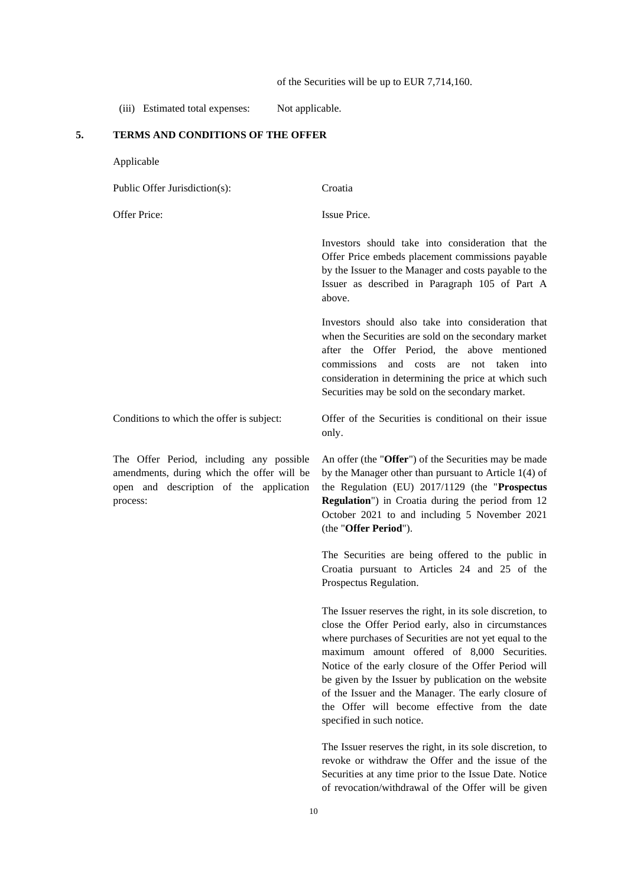of the Securities will be up to EUR 7,714,160.

(iii) Estimated total expenses: Not applicable.

## 5. TERMS AND CONDITIONS OF THE OFFER

Applicable

| | |
|---|---|
| Public Offer Jurisdiction(s): | Croatia |
| Offer Price: | Issue Price.<br><br>Investors should take into consideration that the Offer Price embeds placement commissions payable by the Issuer to the Manager and costs payable to the Issuer as described in Paragraph 105 of Part A above.<br><br>Investors should also take into consideration that when the Securities are sold on the secondary market after the Offer Period, the above mentioned commissions and costs are not taken into consideration in determining the price at which such Securities may be sold on the secondary market. |
| Conditions to which the offer is subject: | Offer of the Securities is conditional on their issue only. |
| The Offer Period, including any possible amendments, during which the offer will be open and description of the application process: | An offer (the "**Offer**") of the Securities may be made by the Manager other than pursuant to Article 1(4) of the Regulation (EU) 2017/1129 (the "**Prospectus Regulation**") in Croatia during the period from 12 October 2021 to and including 5 November 2021 (the "**Offer Period**").<br><br>The Securities are being offered to the public in Croatia pursuant to Articles 24 and 25 of the Prospectus Regulation.<br><br>The Issuer reserves the right, in its sole discretion, to close the Offer Period early, also in circumstances where purchases of Securities are not yet equal to the maximum amount offered of 8,000 Securities. Notice of the early closure of the Offer Period will be given by the Issuer by publication on the website of the Issuer and the Manager. The early closure of the Offer will become effective from the date specified in such notice.<br><br>The Issuer reserves the right, in its sole discretion, to revoke or withdraw the Offer and the issue of the Securities at any time prior to the Issue Date. Notice of revocation/withdrawal of the Offer will be given |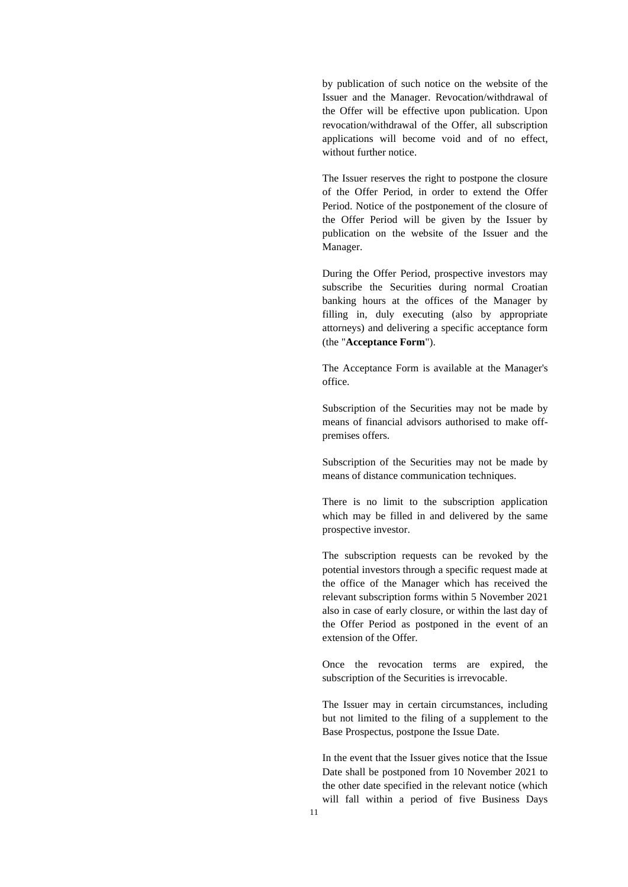by publication of such notice on the website of the Issuer and the Manager. Revocation/withdrawal of the Offer will be effective upon publication. Upon revocation/withdrawal of the Offer, all subscription applications will become void and of no effect, without further notice.

The Issuer reserves the right to postpone the closure of the Offer Period, in order to extend the Offer Period. Notice of the postponement of the closure of the Offer Period will be given by the Issuer by publication on the website of the Issuer and the Manager.

During the Offer Period, prospective investors may subscribe the Securities during normal Croatian banking hours at the offices of the Manager by filling in, duly executing (also by appropriate attorneys) and delivering a specific acceptance form (the "**Acceptance Form**").

The Acceptance Form is available at the Manager's office.

Subscription of the Securities may not be made by means of financial advisors authorised to make off-premises offers.

Subscription of the Securities may not be made by means of distance communication techniques.

There is no limit to the subscription application which may be filled in and delivered by the same prospective investor.

The subscription requests can be revoked by the potential investors through a specific request made at the office of the Manager which has received the relevant subscription forms within 5 November 2021 also in case of early closure, or within the last day of the Offer Period as postponed in the event of an extension of the Offer.

Once the revocation terms are expired, the subscription of the Securities is irrevocable.

The Issuer may in certain circumstances, including but not limited to the filing of a supplement to the Base Prospectus, postpone the Issue Date.

In the event that the Issuer gives notice that the Issue Date shall be postponed from 10 November 2021 to the other date specified in the relevant notice (which will fall within a period of five Business Days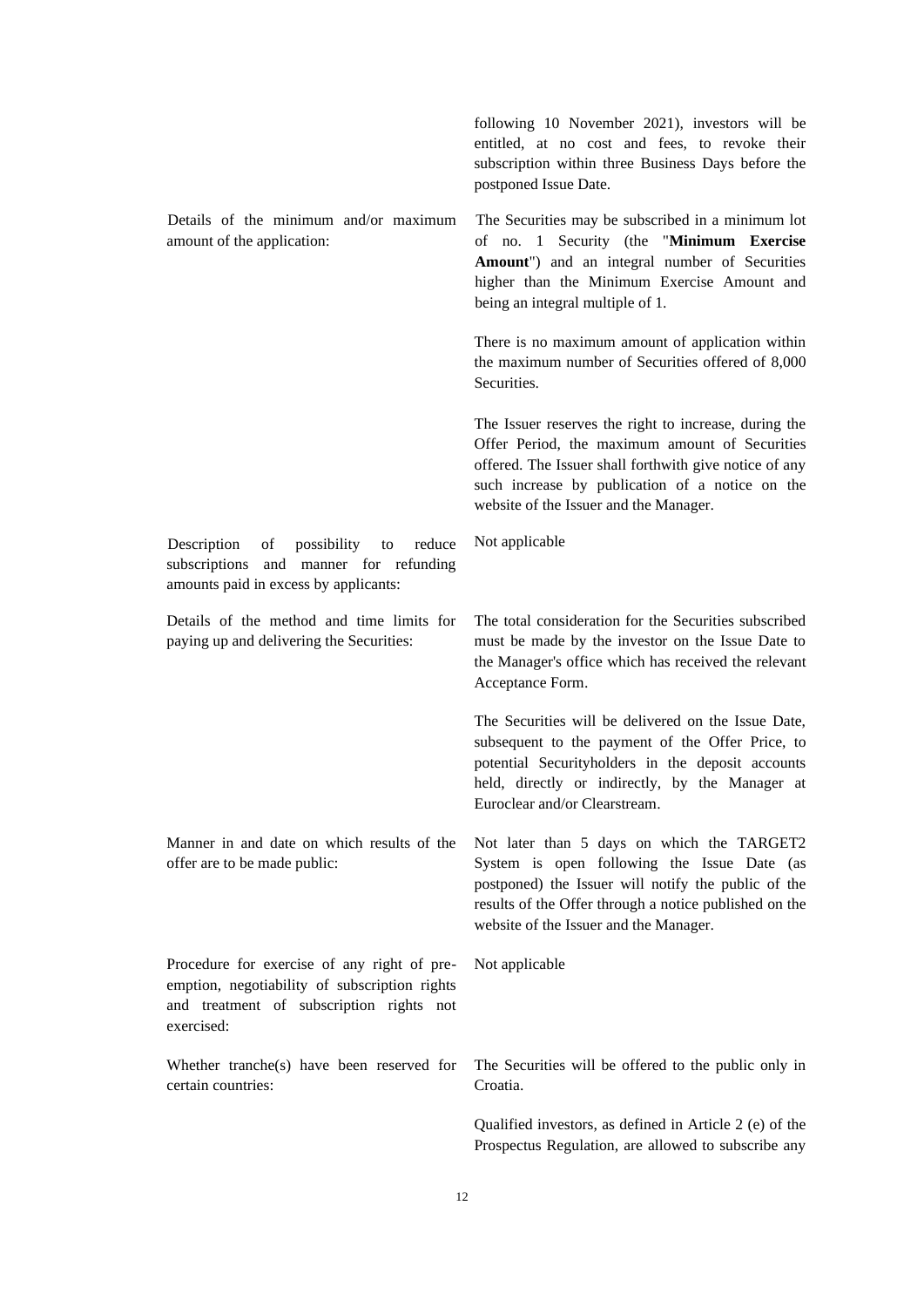|  |  |
|---|---|
|  | following 10 November 2021), investors will be entitled, at no cost and fees, to revoke their subscription within three Business Days before the postponed Issue Date. |
| Details of the minimum and/or maximum amount of the application: | The Securities may be subscribed in a minimum lot of no. 1 Security (the "**Minimum Exercise Amount**") and an integral number of Securities higher than the Minimum Exercise Amount and being an integral multiple of 1.<br><br>There is no maximum amount of application within the maximum number of Securities offered of 8,000 Securities.<br><br>The Issuer reserves the right to increase, during the Offer Period, the maximum amount of Securities offered. The Issuer shall forthwith give notice of any such increase by publication of a notice on the website of the Issuer and the Manager. |
| Description of possibility to reduce subscriptions and manner for refunding amounts paid in excess by applicants: | Not applicable |
| Details of the method and time limits for paying up and delivering the Securities: | The total consideration for the Securities subscribed must be made by the investor on the Issue Date to the Manager's office which has received the relevant Acceptance Form.<br><br>The Securities will be delivered on the Issue Date, subsequent to the payment of the Offer Price, to potential Securityholders in the deposit accounts held, directly or indirectly, by the Manager at Euroclear and/or Clearstream. |
| Manner in and date on which results of the offer are to be made public: | Not later than 5 days on which the TARGET2 System is open following the Issue Date (as postponed) the Issuer will notify the public of the results of the Offer through a notice published on the website of the Issuer and the Manager. |
| Procedure for exercise of any right of pre-emption, negotiability of subscription rights and treatment of subscription rights not exercised: | Not applicable |
| Whether tranche(s) have been reserved for certain countries: | The Securities will be offered to the public only in Croatia.<br><br>Qualified investors, as defined in Article 2 (e) of the Prospectus Regulation, are allowed to subscribe any |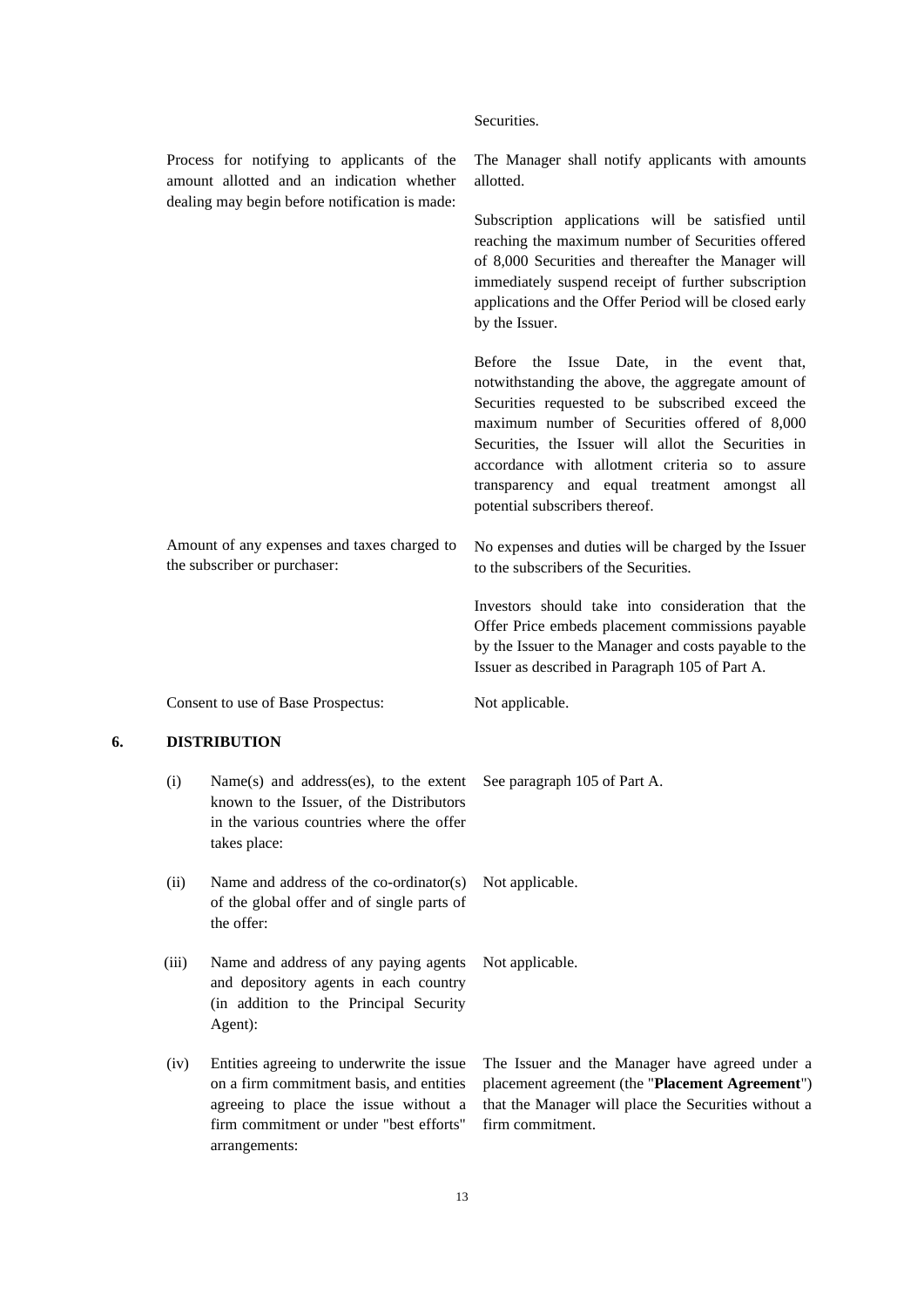| | |
|---|---|
| | Securities. |
| Process for notifying to applicants of the amount allotted and an indication whether dealing may begin before notification is made: | The Manager shall notify applicants with amounts allotted.<br><br>Subscription applications will be satisfied until reaching the maximum number of Securities offered of 8,000 Securities and thereafter the Manager will immediately suspend receipt of further subscription applications and the Offer Period will be closed early by the Issuer.<br><br>Before the Issue Date, in the event that, notwithstanding the above, the aggregate amount of Securities requested to be subscribed exceed the maximum number of Securities offered of 8,000 Securities, the Issuer will allot the Securities in accordance with allotment criteria so to assure transparency and equal treatment amongst all potential subscribers thereof. |
| Amount of any expenses and taxes charged to the subscriber or purchaser: | No expenses and duties will be charged by the Issuer to the subscribers of the Securities.<br><br>Investors should take into consideration that the Offer Price embeds placement commissions payable by the Issuer to the Manager and costs payable to the Issuer as described in Paragraph 105 of Part A. |
| Consent to use of Base Prospectus: | Not applicable. |

## 6. DISTRIBUTION

| | | |
|---|---|---|
| (i) | Name(s) and address(es), to the extent known to the Issuer, of the Distributors in the various countries where the offer takes place: | See paragraph 105 of Part A. |
| (ii) | Name and address of the co-ordinator(s) of the global offer and of single parts of the offer: | Not applicable. |
| (iii) | Name and address of any paying agents and depository agents in each country (in addition to the Principal Security Agent): | Not applicable. |
| (iv) | Entities agreeing to underwrite the issue on a firm commitment basis, and entities agreeing to place the issue without a firm commitment or under "best efforts" arrangements: | The Issuer and the Manager have agreed under a placement agreement (the "**Placement Agreement**") that the Manager will place the Securities without a firm commitment. |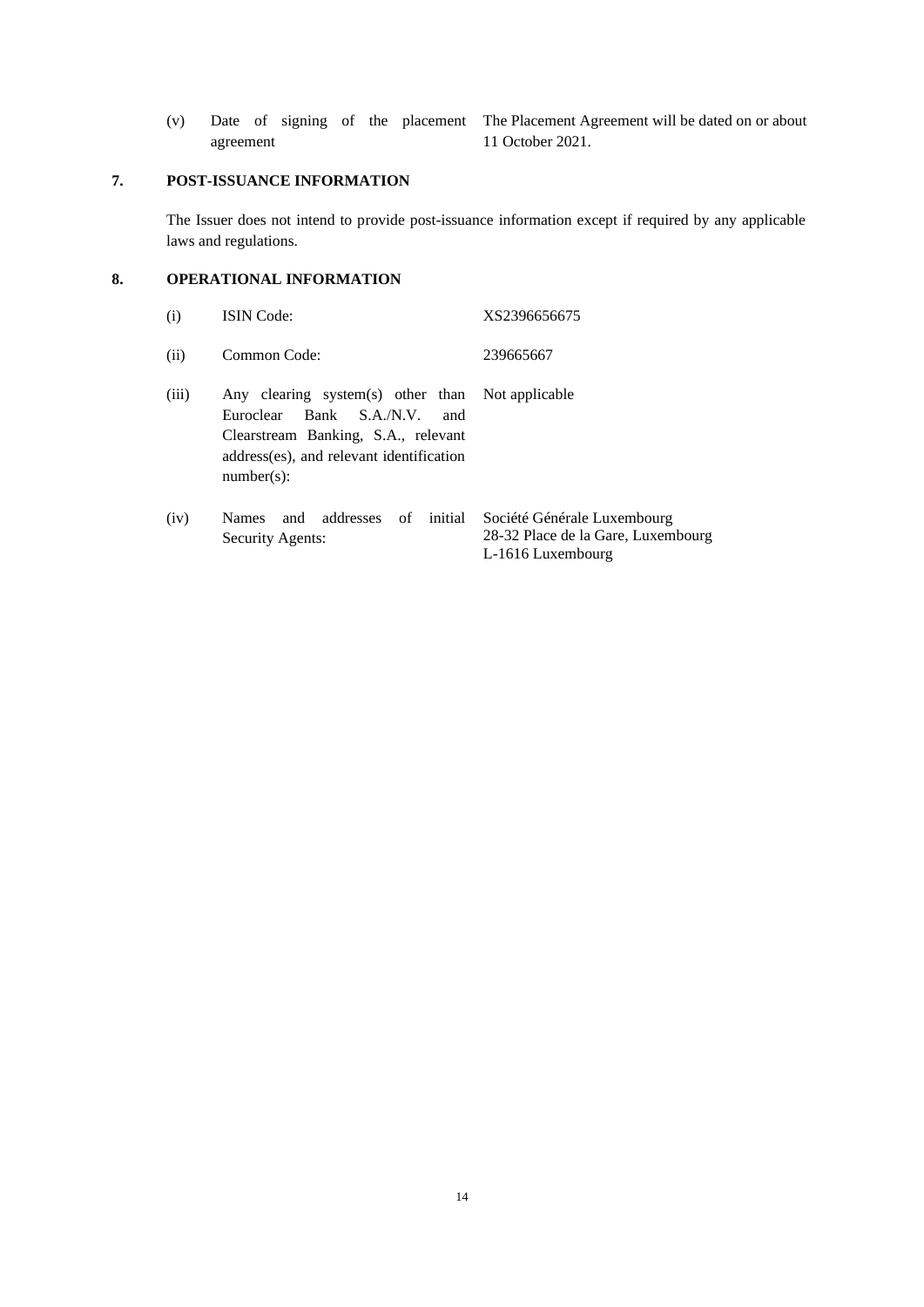| | | |
|---|---|---|
| (v) | Date of signing of the placement agreement | The Placement Agreement will be dated on or about 11 October 2021. |

## 7. POST-ISSUANCE INFORMATION

The Issuer does not intend to provide post-issuance information except if required by any applicable laws and regulations.

## 8. OPERATIONAL INFORMATION

| | | |
|---|---|---|
| (i) | ISIN Code: | XS2396656675 |
| (ii) | Common Code: | 239665667 |
| (iii) | Any clearing system(s) other than Euroclear Bank S.A./N.V. and Clearstream Banking, S.A., relevant address(es), and relevant identification number(s): | Not applicable |
| (iv) | Names and addresses of initial Security Agents: | Société Générale Luxembourg<br>28-32 Place de la Gare, Luxembourg<br>L-1616 Luxembourg |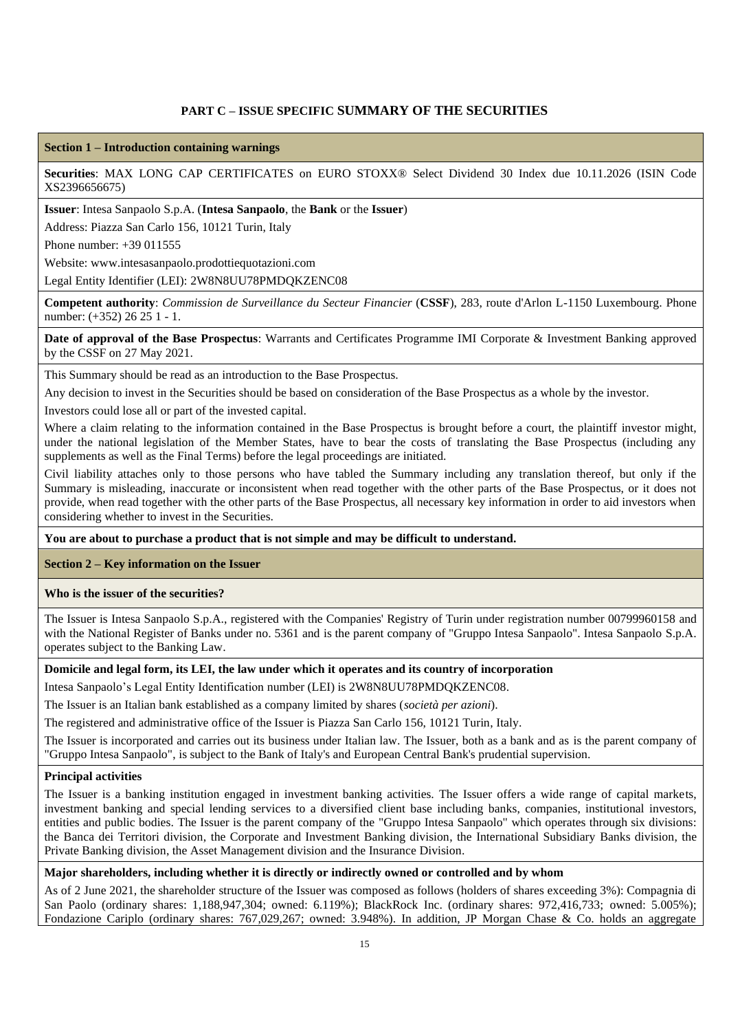## PART C – ISSUE SPECIFIC SUMMARY OF THE SECURITIES

### Section 1 – Introduction containing warnings

**Securities**: MAX LONG CAP CERTIFICATES on EURO STOXX® Select Dividend 30 Index due 10.11.2026 (ISIN Code XS2396656675)

**Issuer**: Intesa Sanpaolo S.p.A. (**Intesa Sanpaolo**, the **Bank** or the **Issuer**)

Address: Piazza San Carlo 156, 10121 Turin, Italy

Phone number: +39 011555

Website: www.intesasanpaolo.prodottiequotazioni.com

Legal Entity Identifier (LEI): 2W8N8UU78PMDQKZENC08

**Competent authority**: *Commission de Surveillance du Secteur Financier* (**CSSF**), 283, route d'Arlon L-1150 Luxembourg. Phone number: (+352) 26 25 1 - 1.

**Date of approval of the Base Prospectus**: Warrants and Certificates Programme IMI Corporate & Investment Banking approved by the CSSF on 27 May 2021.

This Summary should be read as an introduction to the Base Prospectus.

Any decision to invest in the Securities should be based on consideration of the Base Prospectus as a whole by the investor.

Investors could lose all or part of the invested capital.

Where a claim relating to the information contained in the Base Prospectus is brought before a court, the plaintiff investor might, under the national legislation of the Member States, have to bear the costs of translating the Base Prospectus (including any supplements as well as the Final Terms) before the legal proceedings are initiated.

Civil liability attaches only to those persons who have tabled the Summary including any translation thereof, but only if the Summary is misleading, inaccurate or inconsistent when read together with the other parts of the Base Prospectus, or it does not provide, when read together with the other parts of the Base Prospectus, all necessary key information in order to aid investors when considering whether to invest in the Securities.

**You are about to purchase a product that is not simple and may be difficult to understand.**

### Section 2 – Key information on the Issuer

**Who is the issuer of the securities?**

The Issuer is Intesa Sanpaolo S.p.A., registered with the Companies' Registry of Turin under registration number 00799960158 and with the National Register of Banks under no. 5361 and is the parent company of "Gruppo Intesa Sanpaolo". Intesa Sanpaolo S.p.A. operates subject to the Banking Law.

**Domicile and legal form, its LEI, the law under which it operates and its country of incorporation**

Intesa Sanpaolo's Legal Entity Identification number (LEI) is 2W8N8UU78PMDQKZENC08.

The Issuer is an Italian bank established as a company limited by shares (*società per azioni*).

The registered and administrative office of the Issuer is Piazza San Carlo 156, 10121 Turin, Italy.

The Issuer is incorporated and carries out its business under Italian law. The Issuer, both as a bank and as is the parent company of "Gruppo Intesa Sanpaolo", is subject to the Bank of Italy's and European Central Bank's prudential supervision.

**Principal activities**

The Issuer is a banking institution engaged in investment banking activities. The Issuer offers a wide range of capital markets, investment banking and special lending services to a diversified client base including banks, companies, institutional investors, entities and public bodies. The Issuer is the parent company of the "Gruppo Intesa Sanpaolo" which operates through six divisions: the Banca dei Territori division, the Corporate and Investment Banking division, the International Subsidiary Banks division, the Private Banking division, the Asset Management division and the Insurance Division.

**Major shareholders, including whether it is directly or indirectly owned or controlled and by whom**

As of 2 June 2021, the shareholder structure of the Issuer was composed as follows (holders of shares exceeding 3%): Compagnia di San Paolo (ordinary shares: 1,188,947,304; owned: 6.119%); BlackRock Inc. (ordinary shares: 972,416,733; owned: 5.005%); Fondazione Cariplo (ordinary shares: 767,029,267; owned: 3.948%). In addition, JP Morgan Chase & Co. holds an aggregate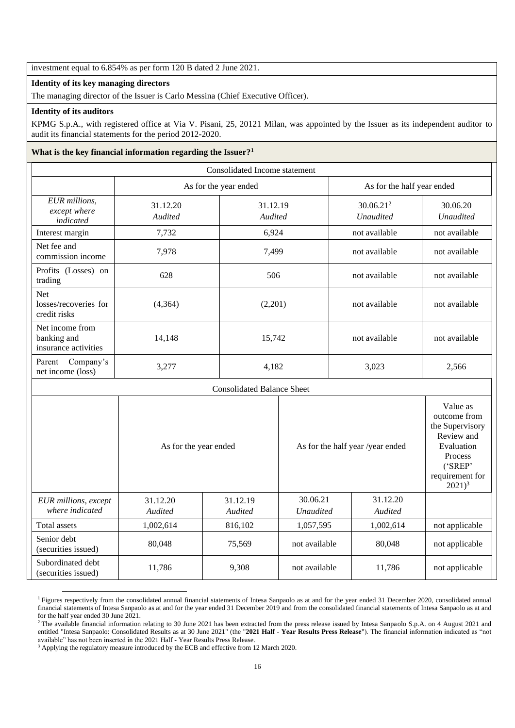investment equal to 6.854% as per form 120 B dated 2 June 2021.

**Identity of its key managing directors**

The managing director of the Issuer is Carlo Messina (Chief Executive Officer).

**Identity of its auditors**

KPMG S.p.A., with registered office at Via V. Pisani, 25, 20121 Milan, was appointed by the Issuer as its independent auditor to audit its financial statements for the period 2012-2020.

**What is the key financial information regarding the Issuer?**[1]

| Consolidated Income statement | | | | |
|---|---|---|---|---|
| | As for the year ended | | As for the half year ended | |
| *EUR millions, except where indicated* | 31.12.20 *Audited* | 31.12.19 *Audited* | 30.06.21[2] *Unaudited* | 30.06.20 *Unaudited* |
| Interest margin | 7,732 | 6,924 | not available | not available |
| Net fee and commission income | 7,978 | 7,499 | not available | not available |
| Profits (Losses) on trading | 628 | 506 | not available | not available |
| Net losses/recoveries for credit risks | (4,364) | (2,201) | not available | not available |
| Net income from banking and insurance activities | 14,148 | 15,742 | not available | not available |
| Parent Company's net income (loss) | 3,277 | 4,182 | 3,023 | 2,566 |

| Consolidated Balance Sheet | | | | | |
|---|---|---|---|---|---|
| | As for the year ended | | As for the half year /year ended | | Value as outcome from the Supervisory Review and Evaluation Process ('SREP' requirement for 2021)[3] |
| *EUR millions, except where indicated* | 31.12.20 *Audited* | 31.12.19 *Audited* | 30.06.21 *Unaudited* | 31.12.20 *Audited* | |
| Total assets | 1,002,614 | 816,102 | 1,057,595 | 1,002,614 | not applicable |
| Senior debt (securities issued) | 80,048 | 75,569 | not available | 80,048 | not applicable |
| Subordinated debt (securities issued) | 11,786 | 9,308 | not available | 11,786 | not applicable |

[1] Figures respectively from the consolidated annual financial statements of Intesa Sanpaolo as at and for the year ended 31 December 2020, consolidated annual financial statements of Intesa Sanpaolo as at and for the year ended 31 December 2019 and from the consolidated financial statements of Intesa Sanpaolo as at and for the half year ended 30 June 2021.

[2] The available financial information relating to 30 June 2021 has been extracted from the press release issued by Intesa Sanpaolo S.p.A. on 4 August 2021 and entitled "Intesa Sanpaolo: Consolidated Results as at 30 June 2021" (the "**2021 Half - Year Results Press Release**"). The financial information indicated as "not available" has not been inserted in the 2021 Half - Year Results Press Release.

[3] Applying the regulatory measure introduced by the ECB and effective from 12 March 2020.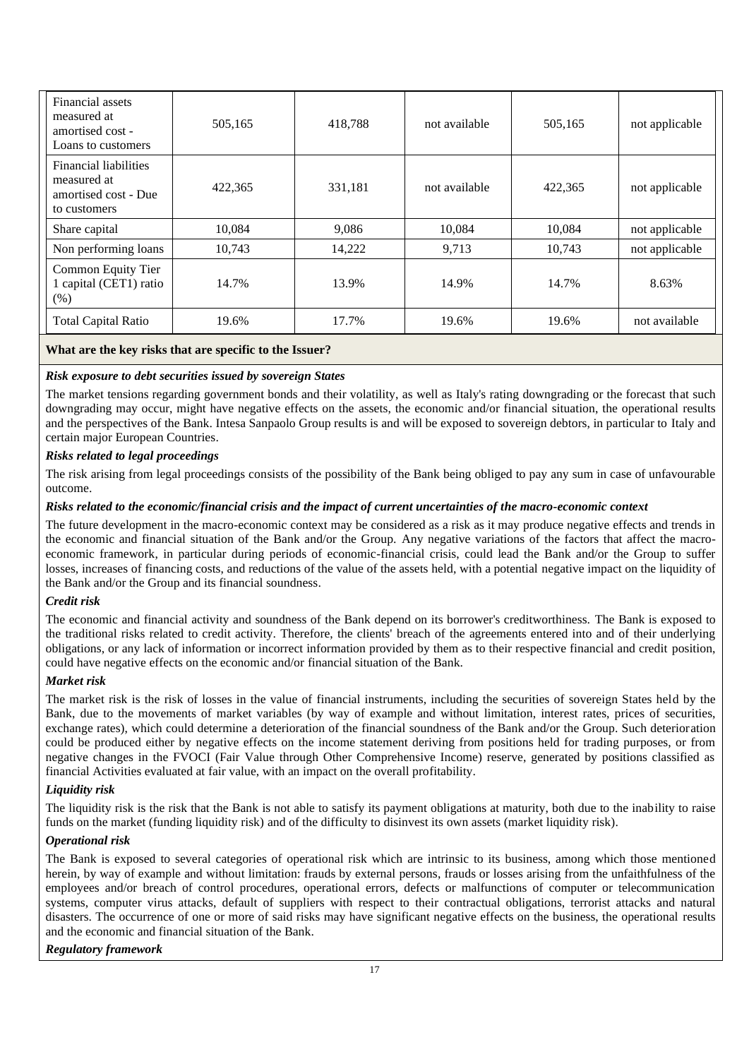| | | | | | |
|---|---|---|---|---|---|
| Financial assets measured at amortised cost - Loans to customers | 505,165 | 418,788 | not available | 505,165 | not applicable |
| Financial liabilities measured at amortised cost - Due to customers | 422,365 | 331,181 | not available | 422,365 | not applicable |
| Share capital | 10,084 | 9,086 | 10,084 | 10,084 | not applicable |
| Non performing loans | 10,743 | 14,222 | 9,713 | 10,743 | not applicable |
| Common Equity Tier 1 capital (CET1) ratio (%) | 14.7% | 13.9% | 14.9% | 14.7% | 8.63% |
| Total Capital Ratio | 19.6% | 17.7% | 19.6% | 19.6% | not available |

**What are the key risks that are specific to the Issuer?**

***Risk exposure to debt securities issued by sovereign States***

The market tensions regarding government bonds and their volatility, as well as Italy's rating downgrading or the forecast that such downgrading may occur, might have negative effects on the assets, the economic and/or financial situation, the operational results and the perspectives of the Bank. Intesa Sanpaolo Group results is and will be exposed to sovereign debtors, in particular to Italy and certain major European Countries.

***Risks related to legal proceedings***

The risk arising from legal proceedings consists of the possibility of the Bank being obliged to pay any sum in case of unfavourable outcome.

***Risks related to the economic/financial crisis and the impact of current uncertainties of the macro-economic context***

The future development in the macro-economic context may be considered as a risk as it may produce negative effects and trends in the economic and financial situation of the Bank and/or the Group. Any negative variations of the factors that affect the macro-economic framework, in particular during periods of economic-financial crisis, could lead the Bank and/or the Group to suffer losses, increases of financing costs, and reductions of the value of the assets held, with a potential negative impact on the liquidity of the Bank and/or the Group and its financial soundness.

***Credit risk***

The economic and financial activity and soundness of the Bank depend on its borrower's creditworthiness. The Bank is exposed to the traditional risks related to credit activity. Therefore, the clients' breach of the agreements entered into and of their underlying obligations, or any lack of information or incorrect information provided by them as to their respective financial and credit position, could have negative effects on the economic and/or financial situation of the Bank.

***Market risk***

The market risk is the risk of losses in the value of financial instruments, including the securities of sovereign States held by the Bank, due to the movements of market variables (by way of example and without limitation, interest rates, prices of securities, exchange rates), which could determine a deterioration of the financial soundness of the Bank and/or the Group. Such deterioration could be produced either by negative effects on the income statement deriving from positions held for trading purposes, or from negative changes in the FVOCI (Fair Value through Other Comprehensive Income) reserve, generated by positions classified as financial Activities evaluated at fair value, with an impact on the overall profitability.

***Liquidity risk***

The liquidity risk is the risk that the Bank is not able to satisfy its payment obligations at maturity, both due to the inability to raise funds on the market (funding liquidity risk) and of the difficulty to disinvest its own assets (market liquidity risk).

***Operational risk***

The Bank is exposed to several categories of operational risk which are intrinsic to its business, among which those mentioned herein, by way of example and without limitation: frauds by external persons, frauds or losses arising from the unfaithfulness of the employees and/or breach of control procedures, operational errors, defects or malfunctions of computer or telecommunication systems, computer virus attacks, default of suppliers with respect to their contractual obligations, terrorist attacks and natural disasters. The occurrence of one or more of said risks may have significant negative effects on the business, the operational results and the economic and financial situation of the Bank.

***Regulatory framework***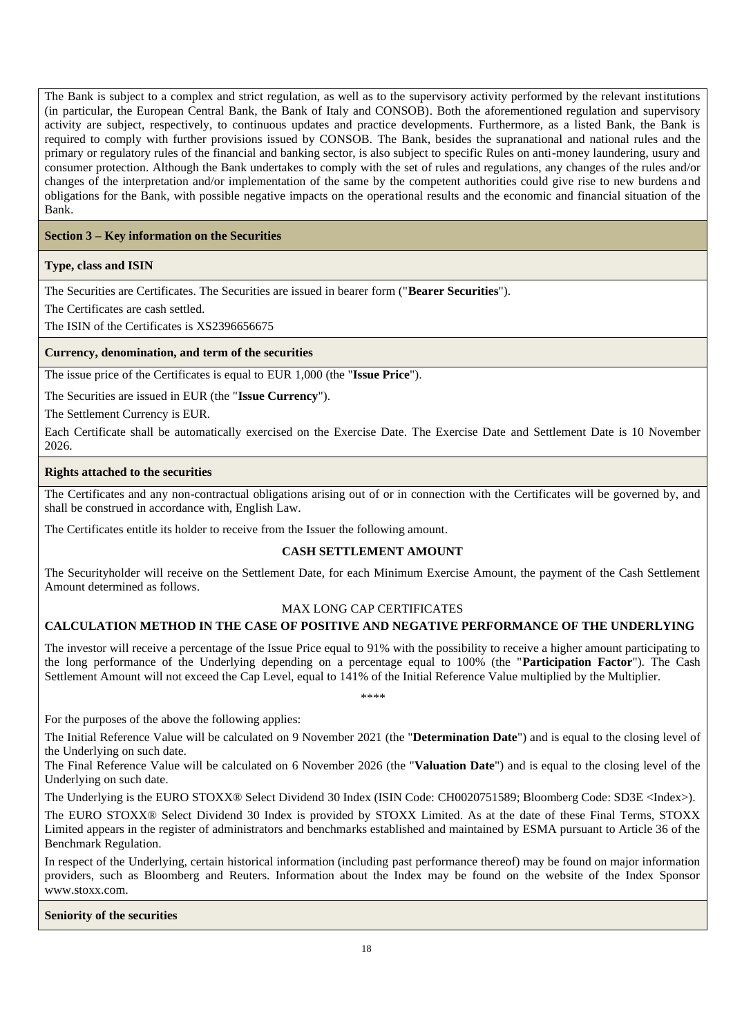The Bank is subject to a complex and strict regulation, as well as to the supervisory activity performed by the relevant institutions (in particular, the European Central Bank, the Bank of Italy and CONSOB). Both the aforementioned regulation and supervisory activity are subject, respectively, to continuous updates and practice developments. Furthermore, as a listed Bank, the Bank is required to comply with further provisions issued by CONSOB. The Bank, besides the supranational and national rules and the primary or regulatory rules of the financial and banking sector, is also subject to specific Rules on anti-money laundering, usury and consumer protection. Although the Bank undertakes to comply with the set of rules and regulations, any changes of the rules and/or changes of the interpretation and/or implementation of the same by the competent authorities could give rise to new burdens and obligations for the Bank, with possible negative impacts on the operational results and the economic and financial situation of the Bank.

## Section 3 – Key information on the Securities

### Type, class and ISIN

The Securities are Certificates. The Securities are issued in bearer form ("**Bearer Securities**").

The Certificates are cash settled.

The ISIN of the Certificates is XS2396656675

### Currency, denomination, and term of the securities

The issue price of the Certificates is equal to EUR 1,000 (the "**Issue Price**").

The Securities are issued in EUR (the "**Issue Currency**").

The Settlement Currency is EUR.

Each Certificate shall be automatically exercised on the Exercise Date. The Exercise Date and Settlement Date is 10 November 2026.

### Rights attached to the securities

The Certificates and any non-contractual obligations arising out of or in connection with the Certificates will be governed by, and shall be construed in accordance with, English Law.

The Certificates entitle its holder to receive from the Issuer the following amount.

**CASH SETTLEMENT AMOUNT**

The Securityholder will receive on the Settlement Date, for each Minimum Exercise Amount, the payment of the Cash Settlement Amount determined as follows.

MAX LONG CAP CERTIFICATES

**CALCULATION METHOD IN THE CASE OF POSITIVE AND NEGATIVE PERFORMANCE OF THE UNDERLYING**

The investor will receive a percentage of the Issue Price equal to 91% with the possibility to receive a higher amount participating to the long performance of the Underlying depending on a percentage equal to 100% (the "**Participation Factor**"). The Cash Settlement Amount will not exceed the Cap Level, equal to 141% of the Initial Reference Value multiplied by the Multiplier.

****

For the purposes of the above the following applies:

The Initial Reference Value will be calculated on 9 November 2021 (the "**Determination Date**") and is equal to the closing level of the Underlying on such date.

The Final Reference Value will be calculated on 6 November 2026 (the "**Valuation Date**") and is equal to the closing level of the Underlying on such date.

The Underlying is the EURO STOXX® Select Dividend 30 Index (ISIN Code: CH0020751589; Bloomberg Code: SD3E <Index>).

The EURO STOXX® Select Dividend 30 Index is provided by STOXX Limited. As at the date of these Final Terms, STOXX Limited appears in the register of administrators and benchmarks established and maintained by ESMA pursuant to Article 36 of the Benchmark Regulation.

In respect of the Underlying, certain historical information (including past performance thereof) may be found on major information providers, such as Bloomberg and Reuters. Information about the Index may be found on the website of the Index Sponsor www.stoxx.com.

### Seniority of the securities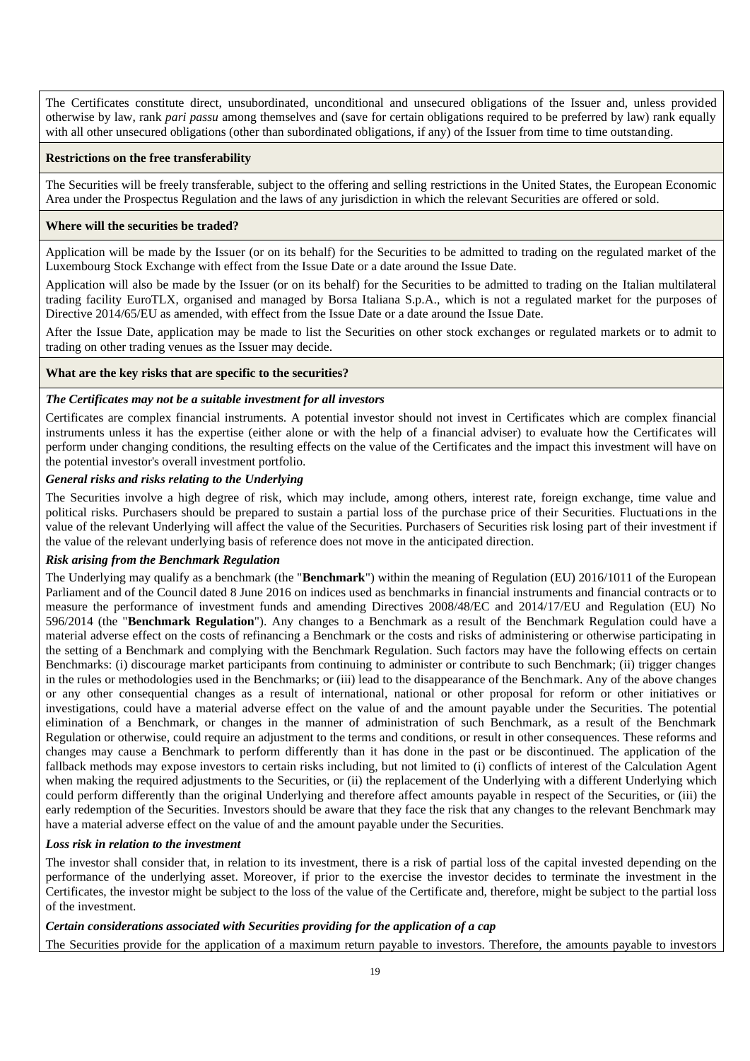The Certificates constitute direct, unsubordinated, unconditional and unsecured obligations of the Issuer and, unless provided otherwise by law, rank *pari passu* among themselves and (save for certain obligations required to be preferred by law) rank equally with all other unsecured obligations (other than subordinated obligations, if any) of the Issuer from time to time outstanding.

**Restrictions on the free transferability**

The Securities will be freely transferable, subject to the offering and selling restrictions in the United States, the European Economic Area under the Prospectus Regulation and the laws of any jurisdiction in which the relevant Securities are offered or sold.

**Where will the securities be traded?**

Application will be made by the Issuer (or on its behalf) for the Securities to be admitted to trading on the regulated market of the Luxembourg Stock Exchange with effect from the Issue Date or a date around the Issue Date.

Application will also be made by the Issuer (or on its behalf) for the Securities to be admitted to trading on the Italian multilateral trading facility EuroTLX, organised and managed by Borsa Italiana S.p.A., which is not a regulated market for the purposes of Directive 2014/65/EU as amended, with effect from the Issue Date or a date around the Issue Date.

After the Issue Date, application may be made to list the Securities on other stock exchanges or regulated markets or to admit to trading on other trading venues as the Issuer may decide.

**What are the key risks that are specific to the securities?**

***The Certificates may not be a suitable investment for all investors***

Certificates are complex financial instruments. A potential investor should not invest in Certificates which are complex financial instruments unless it has the expertise (either alone or with the help of a financial adviser) to evaluate how the Certificates will perform under changing conditions, the resulting effects on the value of the Certificates and the impact this investment will have on the potential investor's overall investment portfolio.

***General risks and risks relating to the Underlying***

The Securities involve a high degree of risk, which may include, among others, interest rate, foreign exchange, time value and political risks. Purchasers should be prepared to sustain a partial loss of the purchase price of their Securities. Fluctuations in the value of the relevant Underlying will affect the value of the Securities. Purchasers of Securities risk losing part of their investment if the value of the relevant underlying basis of reference does not move in the anticipated direction.

***Risk arising from the Benchmark Regulation***

The Underlying may qualify as a benchmark (the "**Benchmark**") within the meaning of Regulation (EU) 2016/1011 of the European Parliament and of the Council dated 8 June 2016 on indices used as benchmarks in financial instruments and financial contracts or to measure the performance of investment funds and amending Directives 2008/48/EC and 2014/17/EU and Regulation (EU) No 596/2014 (the "**Benchmark Regulation**"). Any changes to a Benchmark as a result of the Benchmark Regulation could have a material adverse effect on the costs of refinancing a Benchmark or the costs and risks of administering or otherwise participating in the setting of a Benchmark and complying with the Benchmark Regulation. Such factors may have the following effects on certain Benchmarks: (i) discourage market participants from continuing to administer or contribute to such Benchmark; (ii) trigger changes in the rules or methodologies used in the Benchmarks; or (iii) lead to the disappearance of the Benchmark. Any of the above changes or any other consequential changes as a result of international, national or other proposal for reform or other initiatives or investigations, could have a material adverse effect on the value of and the amount payable under the Securities. The potential elimination of a Benchmark, or changes in the manner of administration of such Benchmark, as a result of the Benchmark Regulation or otherwise, could require an adjustment to the terms and conditions, or result in other consequences. These reforms and changes may cause a Benchmark to perform differently than it has done in the past or be discontinued. The application of the fallback methods may expose investors to certain risks including, but not limited to (i) conflicts of interest of the Calculation Agent when making the required adjustments to the Securities, or (ii) the replacement of the Underlying with a different Underlying which could perform differently than the original Underlying and therefore affect amounts payable in respect of the Securities, or (iii) the early redemption of the Securities. Investors should be aware that they face the risk that any changes to the relevant Benchmark may have a material adverse effect on the value of and the amount payable under the Securities.

***Loss risk in relation to the investment***

The investor shall consider that, in relation to its investment, there is a risk of partial loss of the capital invested depending on the performance of the underlying asset. Moreover, if prior to the exercise the investor decides to terminate the investment in the Certificates, the investor might be subject to the loss of the value of the Certificate and, therefore, might be subject to the partial loss of the investment.

***Certain considerations associated with Securities providing for the application of a cap***

The Securities provide for the application of a maximum return payable to investors. Therefore, the amounts payable to investors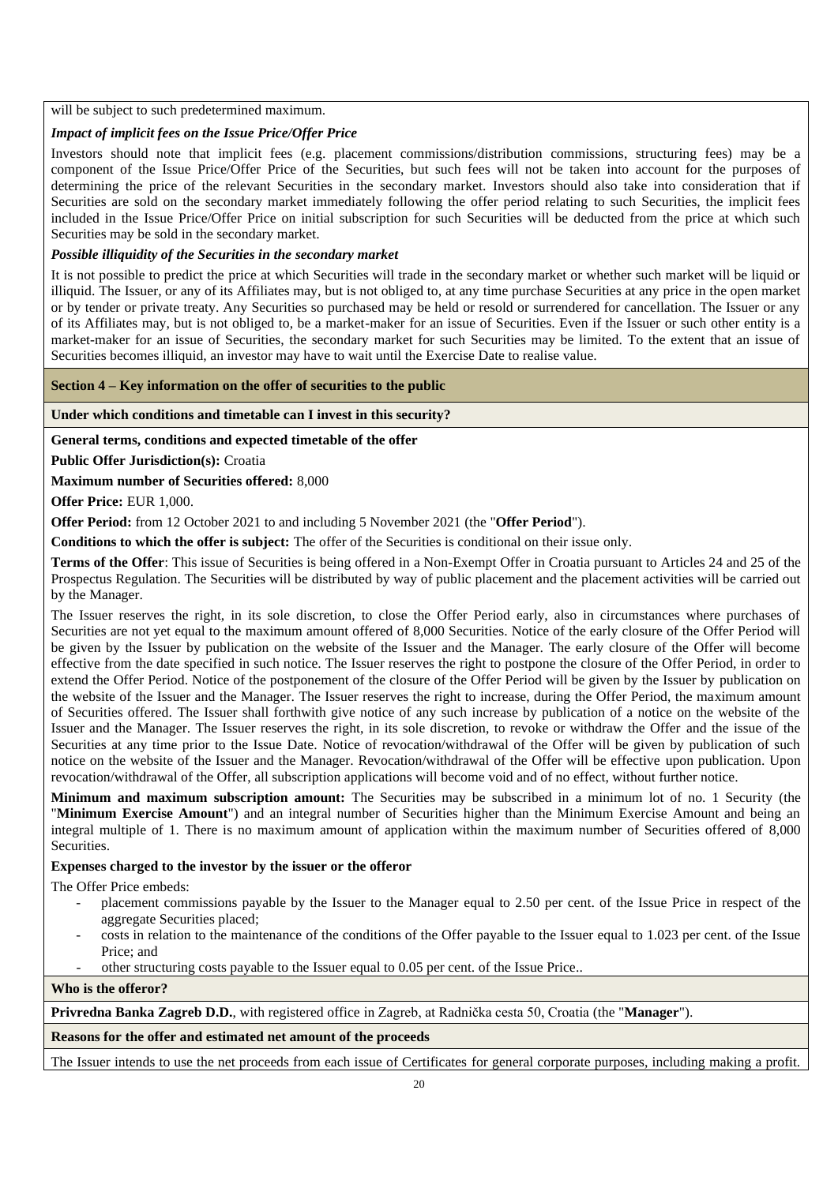will be subject to such predetermined maximum.

***Impact of implicit fees on the Issue Price/Offer Price***

Investors should note that implicit fees (e.g. placement commissions/distribution commissions, structuring fees) may be a component of the Issue Price/Offer Price of the Securities, but such fees will not be taken into account for the purposes of determining the price of the relevant Securities in the secondary market. Investors should also take into consideration that if Securities are sold on the secondary market immediately following the offer period relating to such Securities, the implicit fees included in the Issue Price/Offer Price on initial subscription for such Securities will be deducted from the price at which such Securities may be sold in the secondary market.

***Possible illiquidity of the Securities in the secondary market***

It is not possible to predict the price at which Securities will trade in the secondary market or whether such market will be liquid or illiquid. The Issuer, or any of its Affiliates may, but is not obliged to, at any time purchase Securities at any price in the open market or by tender or private treaty. Any Securities so purchased may be held or resold or surrendered for cancellation. The Issuer or any of its Affiliates may, but is not obliged to, be a market-maker for an issue of Securities. Even if the Issuer or such other entity is a market-maker for an issue of Securities, the secondary market for such Securities may be limited. To the extent that an issue of Securities becomes illiquid, an investor may have to wait until the Exercise Date to realise value.

## Section 4 – Key information on the offer of securities to the public

### Under which conditions and timetable can I invest in this security?

**General terms, conditions and expected timetable of the offer**

**Public Offer Jurisdiction(s):** Croatia

**Maximum number of Securities offered:** 8,000

**Offer Price:** EUR 1,000.

**Offer Period:** from 12 October 2021 to and including 5 November 2021 (the "**Offer Period**").

**Conditions to which the offer is subject:** The offer of the Securities is conditional on their issue only.

**Terms of the Offer**: This issue of Securities is being offered in a Non-Exempt Offer in Croatia pursuant to Articles 24 and 25 of the Prospectus Regulation. The Securities will be distributed by way of public placement and the placement activities will be carried out by the Manager.

The Issuer reserves the right, in its sole discretion, to close the Offer Period early, also in circumstances where purchases of Securities are not yet equal to the maximum amount offered of 8,000 Securities. Notice of the early closure of the Offer Period will be given by the Issuer by publication on the website of the Issuer and the Manager. The early closure of the Offer will become effective from the date specified in such notice. The Issuer reserves the right to postpone the closure of the Offer Period, in order to extend the Offer Period. Notice of the postponement of the closure of the Offer Period will be given by the Issuer by publication on the website of the Issuer and the Manager. The Issuer reserves the right to increase, during the Offer Period, the maximum amount of Securities offered. The Issuer shall forthwith give notice of any such increase by publication of a notice on the website of the Issuer and the Manager. The Issuer reserves the right, in its sole discretion, to revoke or withdraw the Offer and the issue of the Securities at any time prior to the Issue Date. Notice of revocation/withdrawal of the Offer will be given by publication of such notice on the website of the Issuer and the Manager. Revocation/withdrawal of the Offer will be effective upon publication. Upon revocation/withdrawal of the Offer, all subscription applications will become void and of no effect, without further notice.

**Minimum and maximum subscription amount:** The Securities may be subscribed in a minimum lot of no. 1 Security (the "**Minimum Exercise Amount**") and an integral number of Securities higher than the Minimum Exercise Amount and being an integral multiple of 1. There is no maximum amount of application within the maximum number of Securities offered of 8,000 Securities.

**Expenses charged to the investor by the issuer or the offeror**

The Offer Price embeds:

- placement commissions payable by the Issuer to the Manager equal to 2.50 per cent. of the Issue Price in respect of the aggregate Securities placed;
- costs in relation to the maintenance of the conditions of the Offer payable to the Issuer equal to 1.023 per cent. of the Issue Price; and
- other structuring costs payable to the Issuer equal to 0.05 per cent. of the Issue Price..

### Who is the offeror?

**Privredna Banka Zagreb D.D.**, with registered office in Zagreb, at Radnička cesta 50, Croatia (the "**Manager**").

### Reasons for the offer and estimated net amount of the proceeds

The Issuer intends to use the net proceeds from each issue of Certificates for general corporate purposes, including making a profit.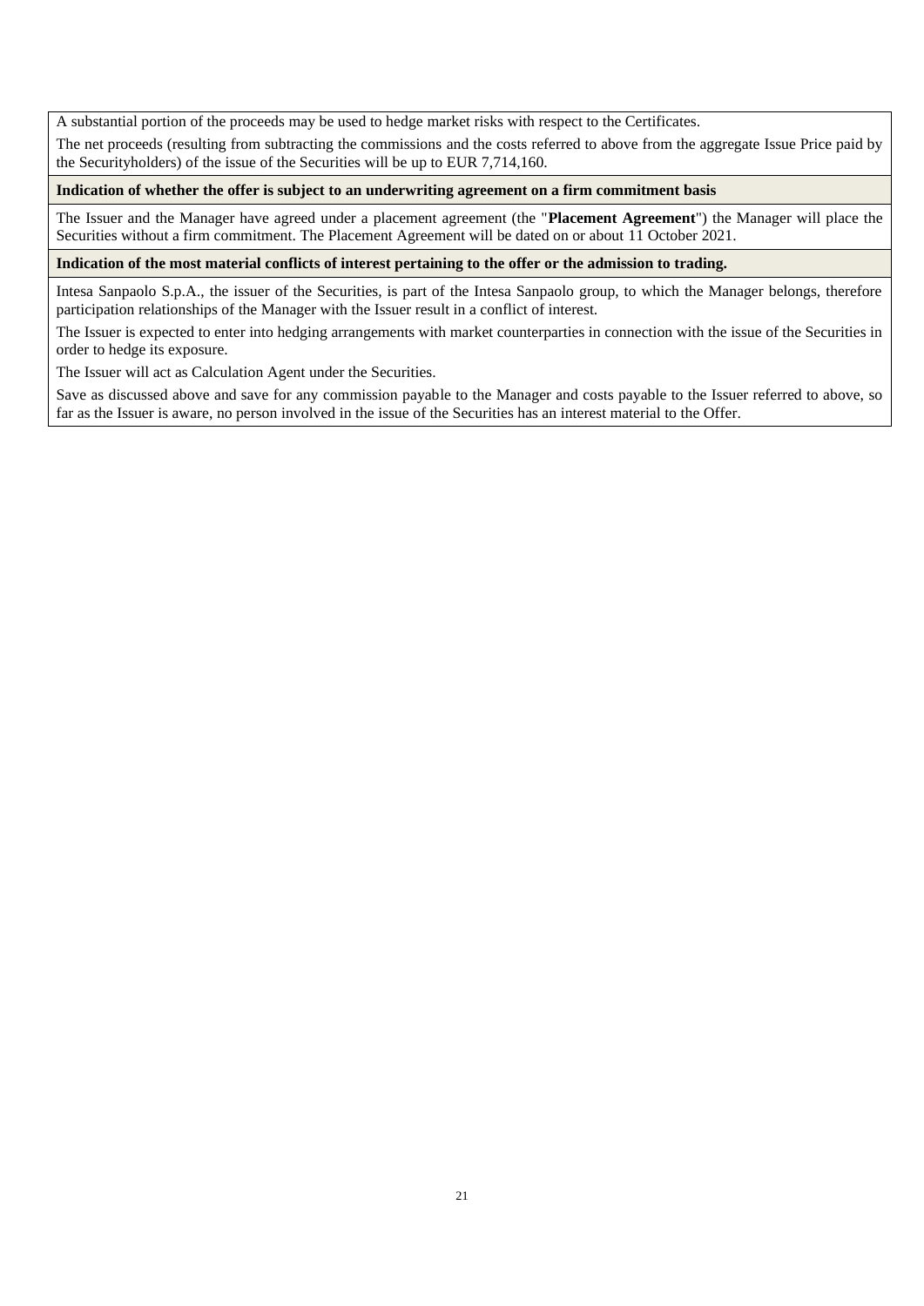A substantial portion of the proceeds may be used to hedge market risks with respect to the Certificates.

The net proceeds (resulting from subtracting the commissions and the costs referred to above from the aggregate Issue Price paid by the Securityholders) of the issue of the Securities will be up to EUR 7,714,160.

**Indication of whether the offer is subject to an underwriting agreement on a firm commitment basis**

The Issuer and the Manager have agreed under a placement agreement (the "**Placement Agreement**") the Manager will place the Securities without a firm commitment. The Placement Agreement will be dated on or about 11 October 2021.

**Indication of the most material conflicts of interest pertaining to the offer or the admission to trading.**

Intesa Sanpaolo S.p.A., the issuer of the Securities, is part of the Intesa Sanpaolo group, to which the Manager belongs, therefore participation relationships of the Manager with the Issuer result in a conflict of interest.

The Issuer is expected to enter into hedging arrangements with market counterparties in connection with the issue of the Securities in order to hedge its exposure.

The Issuer will act as Calculation Agent under the Securities.

Save as discussed above and save for any commission payable to the Manager and costs payable to the Issuer referred to above, so far as the Issuer is aware, no person involved in the issue of the Securities has an interest material to the Offer.